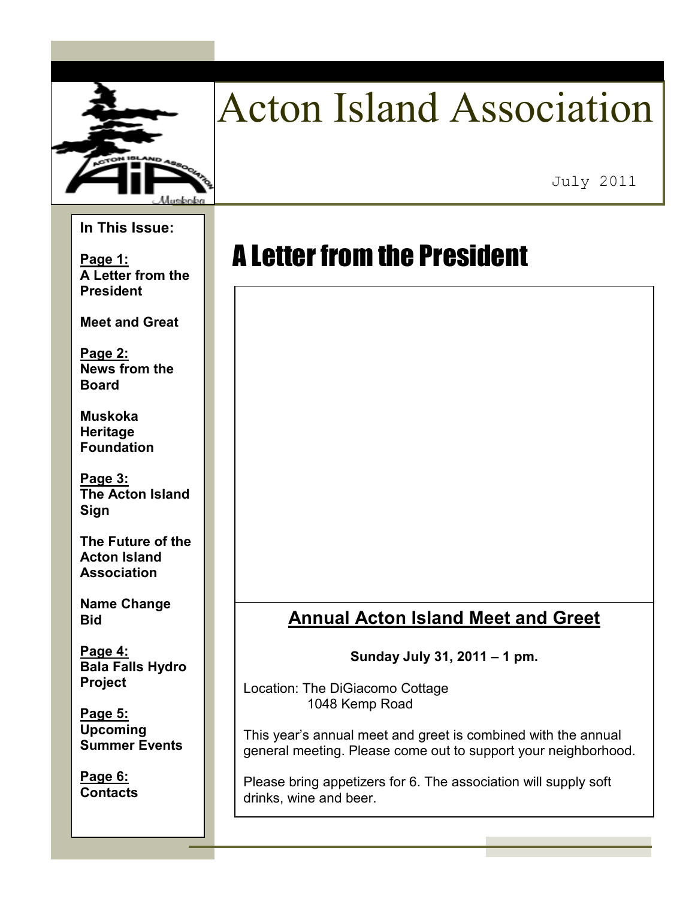# Acton Island Association

July 2011

**In This Issue:**

**Page 1:**
**A Letter from the President**

**Meet and Great**

**Page 2:**
**News from the Board**

**Muskoka Heritage Foundation**

**Page 3:**
**The Acton Island Sign**

**The Future of the Acton Island Association**

**Name Change Bid**

**Page 4:**
**Bala Falls Hydro Project**

**Page 5:**
**Upcoming Summer Events**

**Page 6:**
**Contacts**

## A Letter from the President

### Annual Acton Island Meet and Greet

**Sunday July 31, 2011 – 1 pm.**

Location: The DiGiacomo Cottage
1048 Kemp Road

This year's annual meet and greet is combined with the annual general meeting. Please come out to support your neighborhood.

Please bring appetizers for 6. The association will supply soft drinks, wine and beer.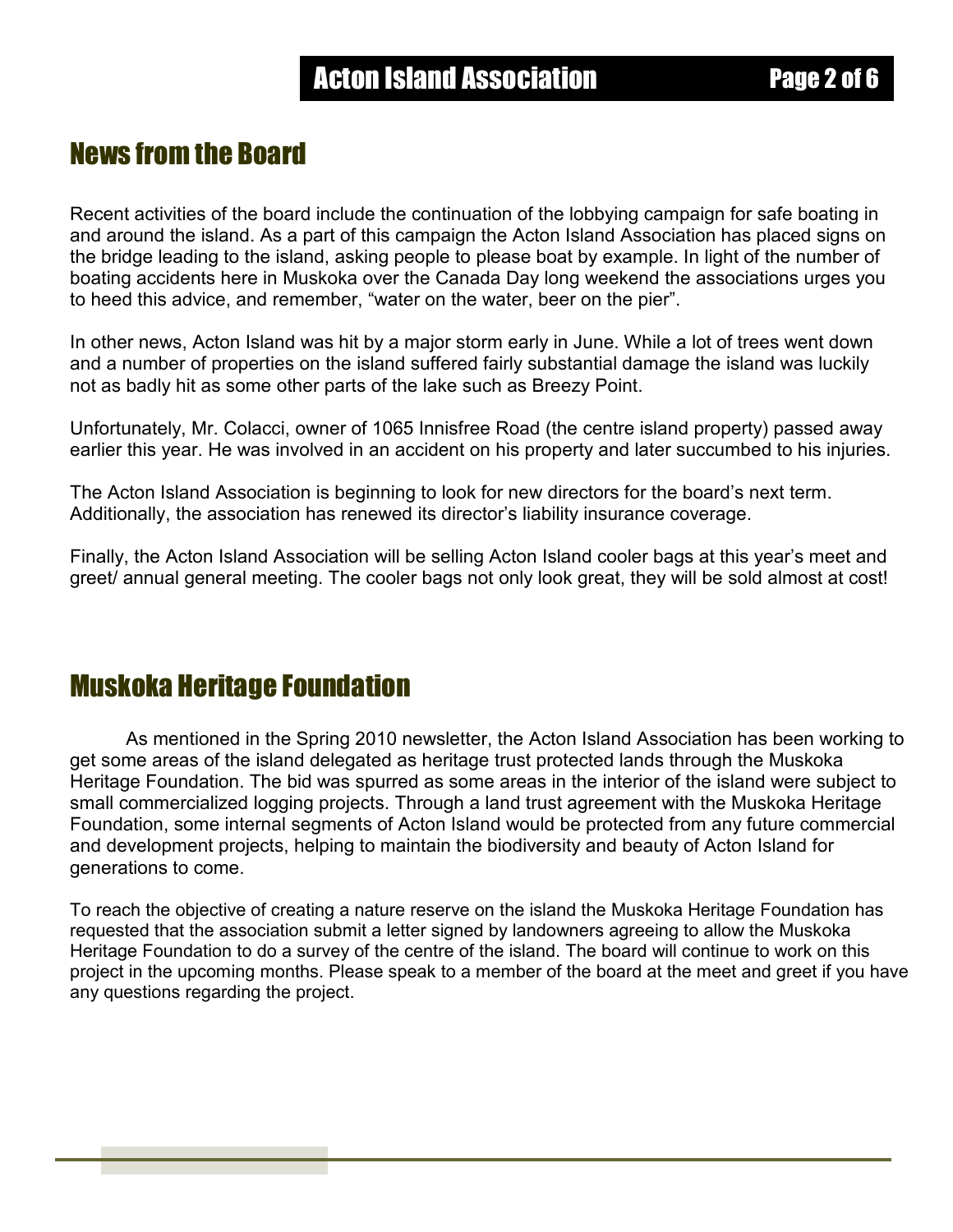## News from the Board

Recent activities of the board include the continuation of the lobbying campaign for safe boating in and around the island. As a part of this campaign the Acton Island Association has placed signs on the bridge leading to the island, asking people to please boat by example. In light of the number of boating accidents here in Muskoka over the Canada Day long weekend the associations urges you to heed this advice, and remember, "water on the water, beer on the pier".

In other news, Acton Island was hit by a major storm early in June. While a lot of trees went down and a number of properties on the island suffered fairly substantial damage the island was luckily not as badly hit as some other parts of the lake such as Breezy Point.

Unfortunately, Mr. Colacci, owner of 1065 Innisfree Road (the centre island property) passed away earlier this year. He was involved in an accident on his property and later succumbed to his injuries.

The Acton Island Association is beginning to look for new directors for the board's next term. Additionally, the association has renewed its director's liability insurance coverage.

Finally, the Acton Island Association will be selling Acton Island cooler bags at this year's meet and greet/ annual general meeting. The cooler bags not only look great, they will be sold almost at cost!

## Muskoka Heritage Foundation

As mentioned in the Spring 2010 newsletter, the Acton Island Association has been working to get some areas of the island delegated as heritage trust protected lands through the Muskoka Heritage Foundation. The bid was spurred as some areas in the interior of the island were subject to small commercialized logging projects. Through a land trust agreement with the Muskoka Heritage Foundation, some internal segments of Acton Island would be protected from any future commercial and development projects, helping to maintain the biodiversity and beauty of Acton Island for generations to come.

To reach the objective of creating a nature reserve on the island the Muskoka Heritage Foundation has requested that the association submit a letter signed by landowners agreeing to allow the Muskoka Heritage Foundation to do a survey of the centre of the island. The board will continue to work on this project in the upcoming months. Please speak to a member of the board at the meet and greet if you have any questions regarding the project.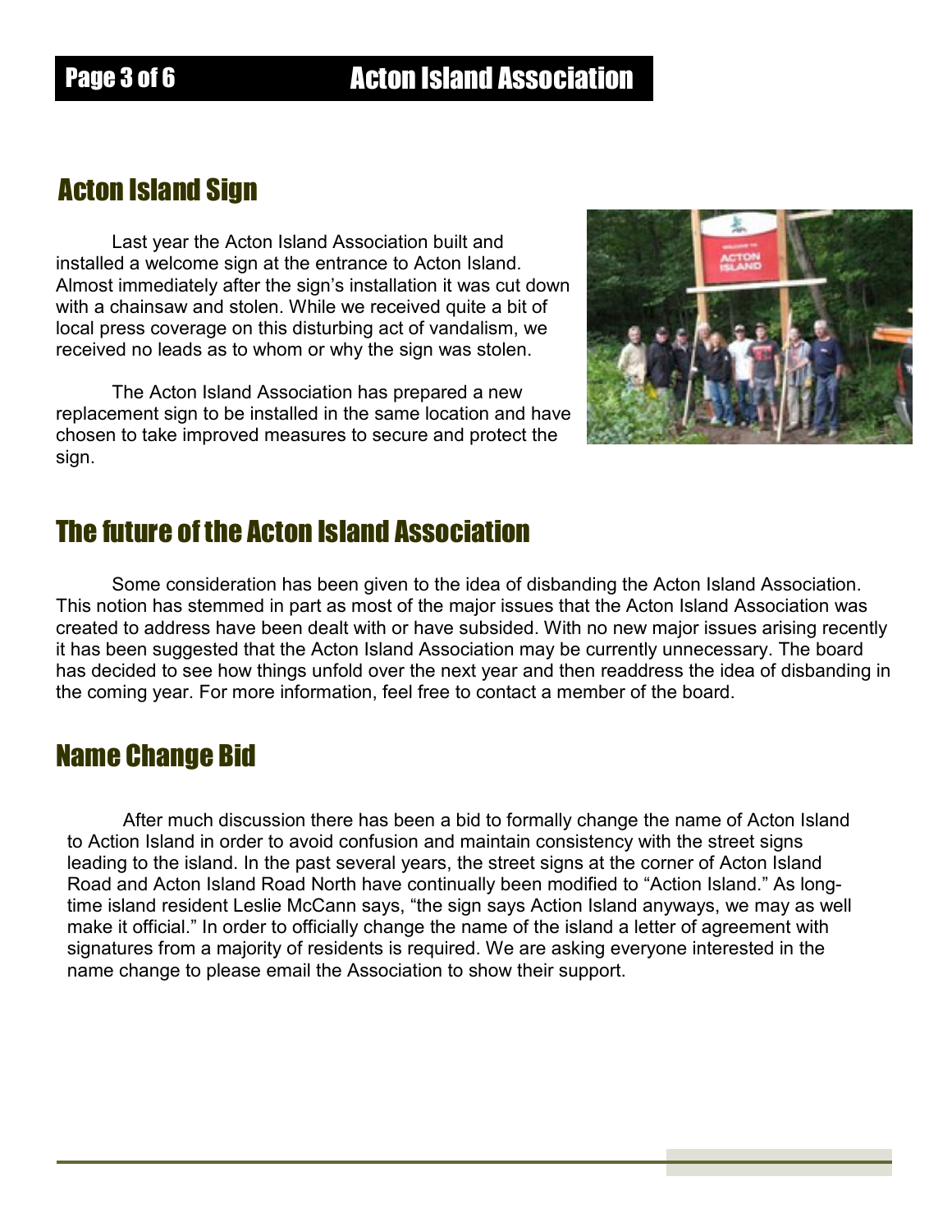## Acton Island Sign

Last year the Acton Island Association built and installed a welcome sign at the entrance to Acton Island. Almost immediately after the sign's installation it was cut down with a chainsaw and stolen. While we received quite a bit of local press coverage on this disturbing act of vandalism, we received no leads as to whom or why the sign was stolen.

The Acton Island Association has prepared a new replacement sign to be installed in the same location and have chosen to take improved measures to secure and protect the sign.

## The future of the Acton Island Association

Some consideration has been given to the idea of disbanding the Acton Island Association. This notion has stemmed in part as most of the major issues that the Acton Island Association was created to address have been dealt with or have subsided. With no new major issues arising recently it has been suggested that the Acton Island Association may be currently unnecessary. The board has decided to see how things unfold over the next year and then readdress the idea of disbanding in the coming year. For more information, feel free to contact a member of the board.

## Name Change Bid

After much discussion there has been a bid to formally change the name of Acton Island to Action Island in order to avoid confusion and maintain consistency with the street signs leading to the island. In the past several years, the street signs at the corner of Acton Island Road and Acton Island Road North have continually been modified to "Action Island." As long-time island resident Leslie McCann says, "the sign says Action Island anyways, we may as well make it official." In order to officially change the name of the island a letter of agreement with signatures from a majority of residents is required. We are asking everyone interested in the name change to please email the Association to show their support.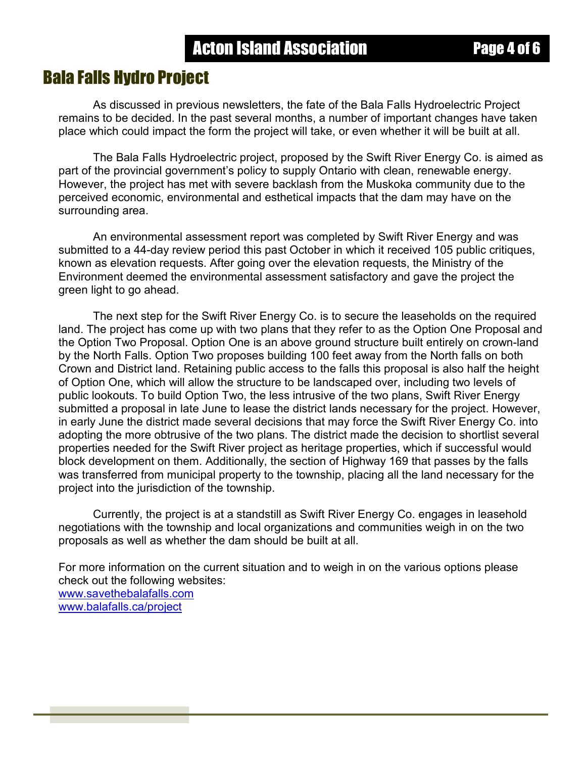## Bala Falls Hydro Project

As discussed in previous newsletters, the fate of the Bala Falls Hydroelectric Project remains to be decided. In the past several months, a number of important changes have taken place which could impact the form the project will take, or even whether it will be built at all.

The Bala Falls Hydroelectric project, proposed by the Swift River Energy Co. is aimed as part of the provincial government's policy to supply Ontario with clean, renewable energy. However, the project has met with severe backlash from the Muskoka community due to the perceived economic, environmental and esthetical impacts that the dam may have on the surrounding area.

An environmental assessment report was completed by Swift River Energy and was submitted to a 44-day review period this past October in which it received 105 public critiques, known as elevation requests. After going over the elevation requests, the Ministry of the Environment deemed the environmental assessment satisfactory and gave the project the green light to go ahead.

The next step for the Swift River Energy Co. is to secure the leaseholds on the required land. The project has come up with two plans that they refer to as the Option One Proposal and the Option Two Proposal. Option One is an above ground structure built entirely on crown-land by the North Falls. Option Two proposes building 100 feet away from the North falls on both Crown and District land. Retaining public access to the falls this proposal is also half the height of Option One, which will allow the structure to be landscaped over, including two levels of public lookouts. To build Option Two, the less intrusive of the two plans, Swift River Energy submitted a proposal in late June to lease the district lands necessary for the project. However, in early June the district made several decisions that may force the Swift River Energy Co. into adopting the more obtrusive of the two plans. The district made the decision to shortlist several properties needed for the Swift River project as heritage properties, which if successful would block development on them. Additionally, the section of Highway 169 that passes by the falls was transferred from municipal property to the township, placing all the land necessary for the project into the jurisdiction of the township.

Currently, the project is at a standstill as Swift River Energy Co. engages in leasehold negotiations with the township and local organizations and communities weigh in on the two proposals as well as whether the dam should be built at all.

For more information on the current situation and to weigh in on the various options please check out the following websites:
www.savethebalafalls.com
www.balafalls.ca/project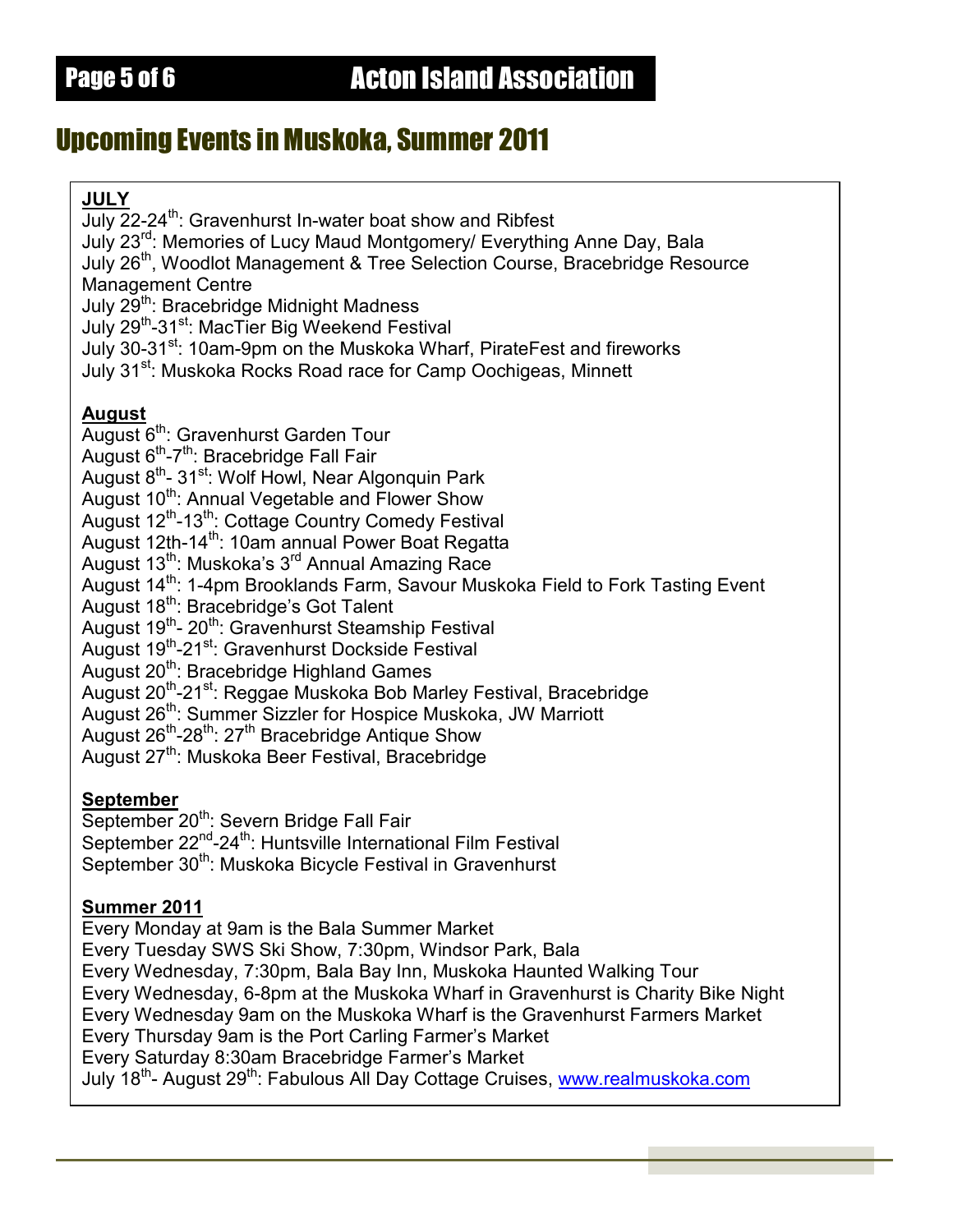# Upcoming Events in Muskoka, Summer 2011

**JULY**

July 22-24th: Gravenhurst In-water boat show and Ribfest
July 23rd: Memories of Lucy Maud Montgomery/ Everything Anne Day, Bala
July 26th, Woodlot Management & Tree Selection Course, Bracebridge Resource Management Centre
July 29th: Bracebridge Midnight Madness
July 29th-31st: MacTier Big Weekend Festival
July 30-31st: 10am-9pm on the Muskoka Wharf, PirateFest and fireworks
July 31st: Muskoka Rocks Road race for Camp Oochigeas, Minnett

**August**

August 6th: Gravenhurst Garden Tour
August 6th-7th: Bracebridge Fall Fair
August 8th- 31st: Wolf Howl, Near Algonquin Park
August 10th: Annual Vegetable and Flower Show
August 12th-13th: Cottage Country Comedy Festival
August 12th-14th: 10am annual Power Boat Regatta
August 13th: Muskoka's 3rd Annual Amazing Race
August 14th: 1-4pm Brooklands Farm, Savour Muskoka Field to Fork Tasting Event
August 18th: Bracebridge's Got Talent
August 19th- 20th: Gravenhurst Steamship Festival
August 19th-21st: Gravenhurst Dockside Festival
August 20th: Bracebridge Highland Games
August 20th-21st: Reggae Muskoka Bob Marley Festival, Bracebridge
August 26th: Summer Sizzler for Hospice Muskoka, JW Marriott
August 26th-28th: 27th Bracebridge Antique Show
August 27th: Muskoka Beer Festival, Bracebridge

**September**

September 20th: Severn Bridge Fall Fair
September 22nd-24th: Huntsville International Film Festival
September 30th: Muskoka Bicycle Festival in Gravenhurst

**Summer 2011**

Every Monday at 9am is the Bala Summer Market
Every Tuesday SWS Ski Show, 7:30pm, Windsor Park, Bala
Every Wednesday, 7:30pm, Bala Bay Inn, Muskoka Haunted Walking Tour
Every Wednesday, 6-8pm at the Muskoka Wharf in Gravenhurst is Charity Bike Night
Every Wednesday 9am on the Muskoka Wharf is the Gravenhurst Farmers Market
Every Thursday 9am is the Port Carling Farmer's Market
Every Saturday 8:30am Bracebridge Farmer's Market
July 18th- August 29th: Fabulous All Day Cottage Cruises, www.realmuskoka.com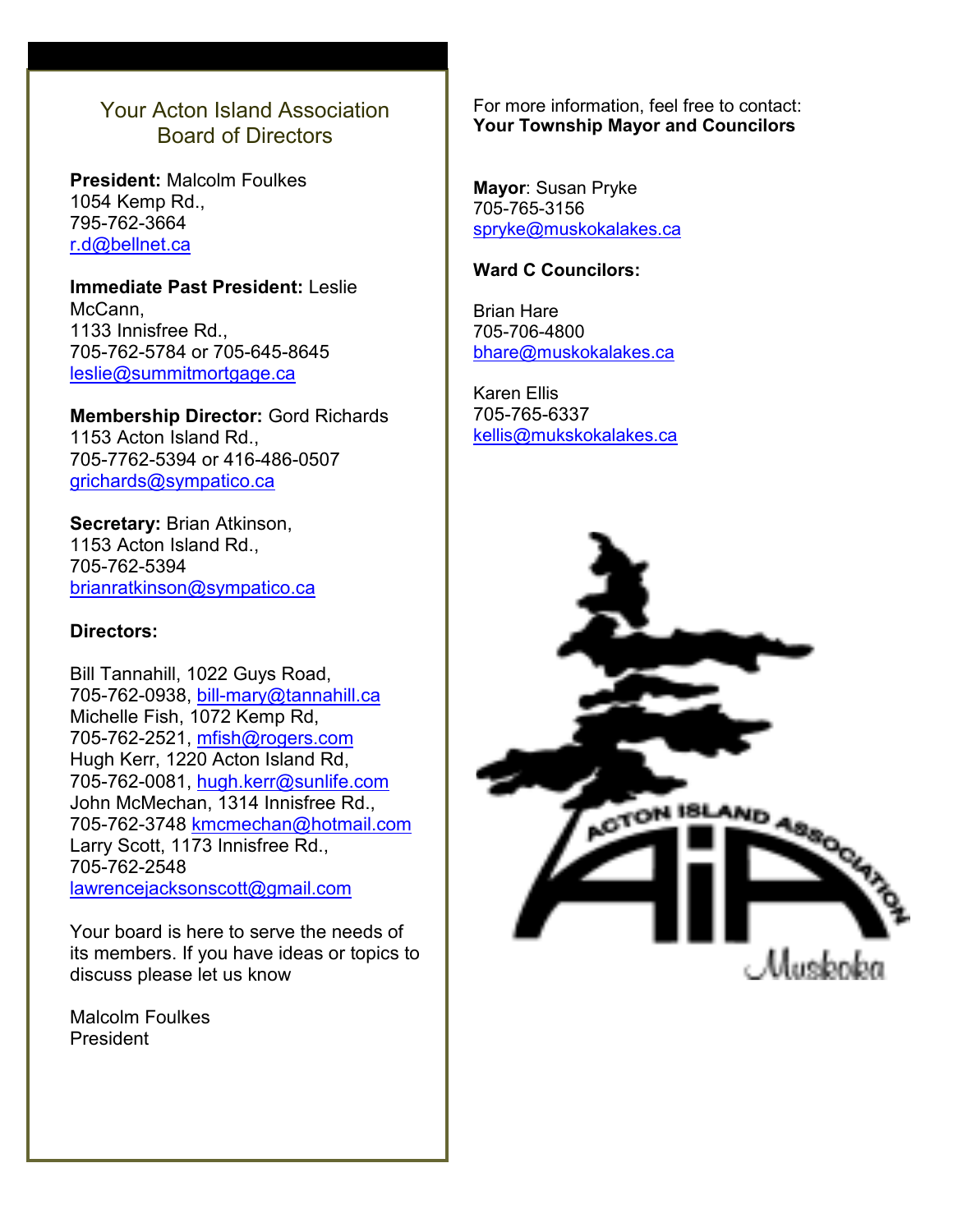## Your Acton Island Association Board of Directors

**President:** Malcolm Foulkes
1054 Kemp Rd.,
795-762-3664
r.d@bellnet.ca

**Immediate Past President:** Leslie McCann,
1133 Innisfree Rd.,
705-762-5784 or 705-645-8645
leslie@summitmortgage.ca

**Membership Director:** Gord Richards
1153 Acton Island Rd.,
705-7762-5394 or 416-486-0507
grichards@sympatico.ca

**Secretary:** Brian Atkinson,
1153 Acton Island Rd.,
705-762-5394
brianratkinson@sympatico.ca

**Directors:**

Bill Tannahill, 1022 Guys Road,
705-762-0938, bill-mary@tannahill.ca
Michelle Fish, 1072 Kemp Rd,
705-762-2521, mfish@rogers.com
Hugh Kerr, 1220 Acton Island Rd,
705-762-0081, hugh.kerr@sunlife.com
John McMechan, 1314 Innisfree Rd.,
705-762-3748 kmcmechan@hotmail.com
Larry Scott, 1173 Innisfree Rd.,
705-762-2548
lawrencejacksonscott@gmail.com

Your board is here to serve the needs of its members. If you have ideas or topics to discuss please let us know

Malcolm Foulkes
President

For more information, feel free to contact:
**Your Township Mayor and Councilors**

**Mayor**: Susan Pryke
705-765-3156
spryke@muskokalakes.ca

**Ward C Councilors:**

Brian Hare
705-706-4800
bhare@muskokalakes.ca

Karen Ellis
705-765-6337
kellis@mukskokalakes.ca

ACTON ISLAND ASSOCIATION
AIA
Muskoka